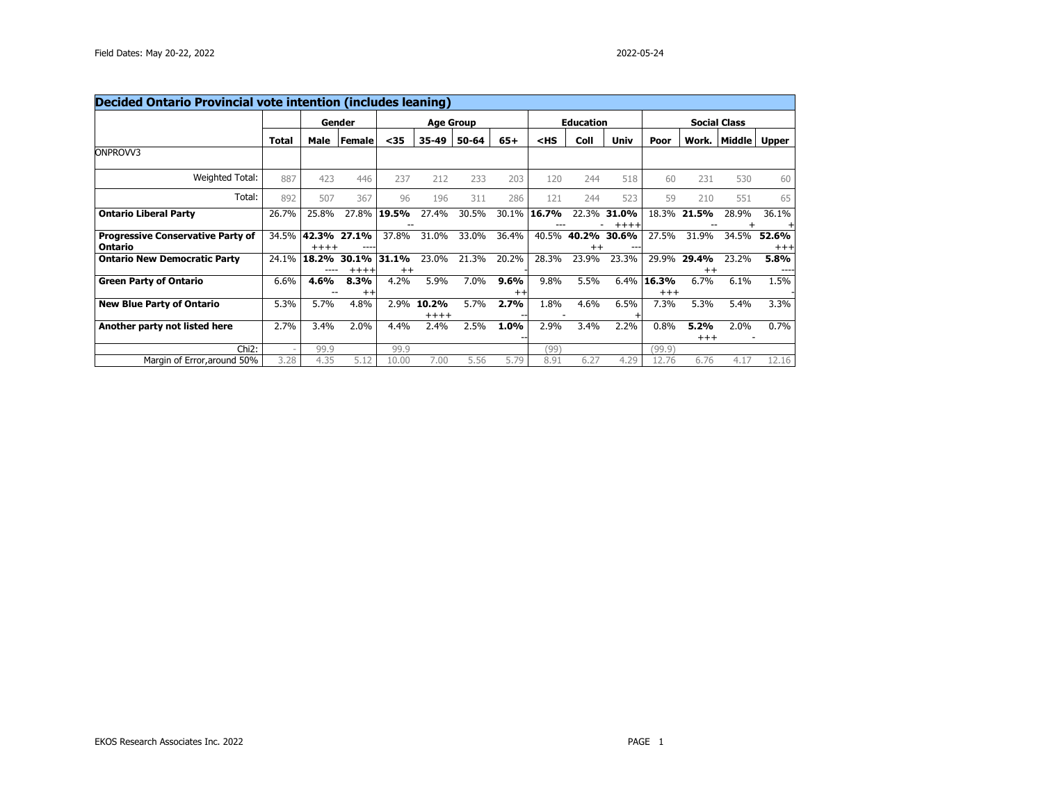Field Dates: May 20-22, 2022

2022-05-24

## Decided Ontario Provincial vote intention (includes leaning)

| | | Gender | | Age Group | | | | Education | | | Social Class | | | |
|---|---|---|---|---|---|---|---|---|---|---|---|---|---|---|
| | **Total** | **Male** | **Female** | **<35** | **35-49** | **50-64** | **65+** | **<HS** | **Coll** | **Univ** | **Poor** | **Work.** | **Middle** | **Upper** |
| ONPROVV3 | | | | | | | | | | | | | | |
| Weighted Total: | 887 | 423 | 446 | 237 | 212 | 233 | 203 | 120 | 244 | 518 | 60 | 231 | 530 | 60 |
| Total: | 892 | 507 | 367 | 96 | 196 | 311 | 286 | 121 | 244 | 523 | 59 | 210 | 551 | 65 |
| **Ontario Liberal Party** | 26.7% | 25.8% | 27.8% | **19.5%** -- | 27.4% | 30.5% | 30.1% | **16.7%** --- | 22.3% - | **31.0%** ++++ | 18.3% | **21.5%** -- | 28.9% + | 36.1% + |
| **Progressive Conservative Party of Ontario** | 34.5% | **42.3%** ++++ | **27.1%** ---- | 37.8% | 31.0% | 33.0% | 36.4% | 40.5% | **40.2%** ++ | **30.6%** --- | 27.5% | 31.9% | 34.5% | **52.6%** +++ |
| **Ontario New Democratic Party** | 24.1% | **18.2%** ---- | **30.1%** ++++ | **31.1%** ++ | 23.0% | 21.3% | 20.2% - | 28.3% | 23.9% | 23.3% | 29.9% | **29.4%** ++ | 23.2% | **5.8%** ---- |
| **Green Party of Ontario** | 6.6% | **4.6%** -- | **8.3%** ++ | 4.2% | 5.9% | 7.0% | **9.6%** ++ | 9.8% | 5.5% | 6.4% | **16.3%** +++ | 6.7% | 6.1% | 1.5% - |
| **New Blue Party of Ontario** | 5.3% | 5.7% | 4.8% | 2.9% | **10.2%** ++++ | 5.7% | **2.7%** -- | 1.8% - | 4.6% | 6.5% + | 7.3% | 5.3% | 5.4% | 3.3% |
| **Another party not listed here** | 2.7% | 3.4% | 2.0% | 4.4% | 2.4% | 2.5% | **1.0%** -- | 2.9% | 3.4% | 2.2% | 0.8% | **5.2%** +++ | 2.0% - | 0.7% |
| Chi2: | - | 99.9 | | 99.9 | | | | (99) | | | (99.9) | | | |
| Margin of Error,around 50% | 3.28 | 4.35 | 5.12 | 10.00 | 7.00 | 5.56 | 5.79 | 8.91 | 6.27 | 4.29 | 12.76 | 6.76 | 4.17 | 12.16 |

EKOS Research Associates Inc. 2022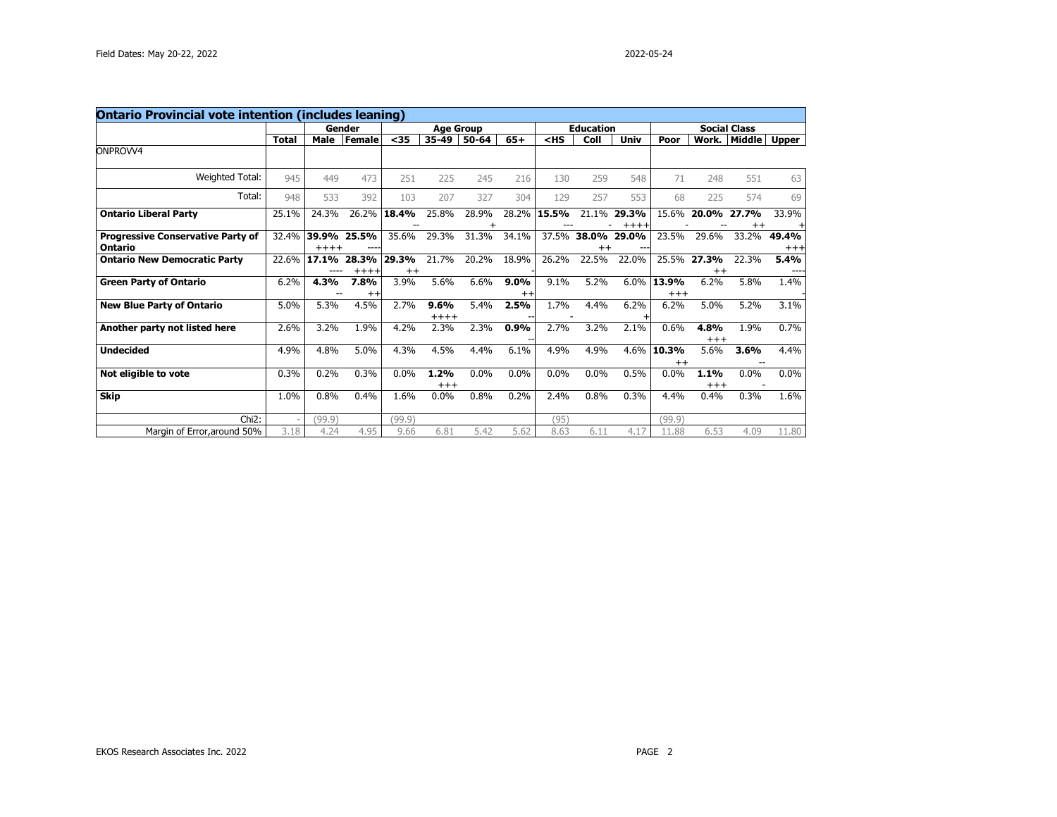## Ontario Provincial vote intention (includes leaning)

| | Total | Gender | | Age Group | | | | Education | | | Social Class | | | |
|---|---|---|---|---|---|---|---|---|---|---|---|---|---|---|
| | Total | Male | Female | <35 | 35-49 | 50-64 | 65+ | <HS | Coll | Univ | Poor | Work. | Middle | Upper |
| ONPROVV4 | | | | | | | | | | | | | | |
| Weighted Total: | 945 | 449 | 473 | 251 | 225 | 245 | 216 | 130 | 259 | 548 | 71 | 248 | 551 | 63 |
| Total: | 948 | 533 | 392 | 103 | 207 | 327 | 304 | 129 | 257 | 553 | 68 | 225 | 574 | 69 |
| **Ontario Liberal Party** | 25.1% | 24.3% | 26.2% | **18.4%** -- | 25.8% | 28.9% + | 28.2% | **15.5%** --- | 21.1% - | **29.3%** ++++ | 15.6% - | **20.0%** -- | **27.7%** ++ | 33.9% + |
| **Progressive Conservative Party of Ontario** | 32.4% | **39.9%** ++++ | **25.5%** ---- | 35.6% | 29.3% | 31.3% | 34.1% | 37.5% | **38.0%** ++ | **29.0%** --- | 23.5% | 29.6% | 33.2% | **49.4%** +++ |
| **Ontario New Democratic Party** | 22.6% | **17.1%** ---- | **28.3%** ++++ | **29.3%** ++ | 21.7% | 20.2% | 18.9% - | 26.2% | 22.5% | 22.0% | 25.5% | **27.3%** ++ | 22.3% | **5.4%** ---- |
| **Green Party of Ontario** | 6.2% | **4.3%** -- | **7.8%** ++ | 3.9% | 5.6% | 6.6% | **9.0%** ++ | 9.1% | 5.2% | 6.0% | **13.9%** +++ | 6.2% | 5.8% | 1.4% - |
| **New Blue Party of Ontario** | 5.0% | 5.3% | 4.5% | 2.7% | **9.6%** ++++ | 5.4% | **2.5%** -- | 1.7% - | 4.4% | 6.2% + | 6.2% | 5.0% | 5.2% | 3.1% |
| **Another party not listed here** | 2.6% | 3.2% | 1.9% | 4.2% | 2.3% | 2.3% | **0.9%** -- | 2.7% | 3.2% | 2.1% | 0.6% | **4.8%** +++ | 1.9% | 0.7% |
| **Undecided** | 4.9% | 4.8% | 5.0% | 4.3% | 4.5% | 4.4% | 6.1% | 4.9% | 4.9% | 4.6% | **10.3%** ++ | 5.6% | **3.6%** -- | 4.4% |
| **Not eligible to vote** | 0.3% | 0.2% | 0.3% | 0.0% | **1.2%** +++ | 0.0% | 0.0% | 0.0% | 0.0% | 0.5% | 0.0% | **1.1%** +++ | 0.0% - | 0.0% |
| **Skip** | 1.0% | 0.8% | 0.4% | 1.6% | 0.0% | 0.8% | 0.2% | 2.4% | 0.8% | 0.3% | 4.4% | 0.4% | 0.3% | 1.6% |
| Chi2: | - | (99.9) | | (99.9) | | | | (95) | | | (99.9) | | | |
| Margin of Error,around 50% | 3.18 | 4.24 | 4.95 | 9.66 | 6.81 | 5.42 | 5.62 | 8.63 | 6.11 | 4.17 | 11.88 | 6.53 | 4.09 | 11.80 |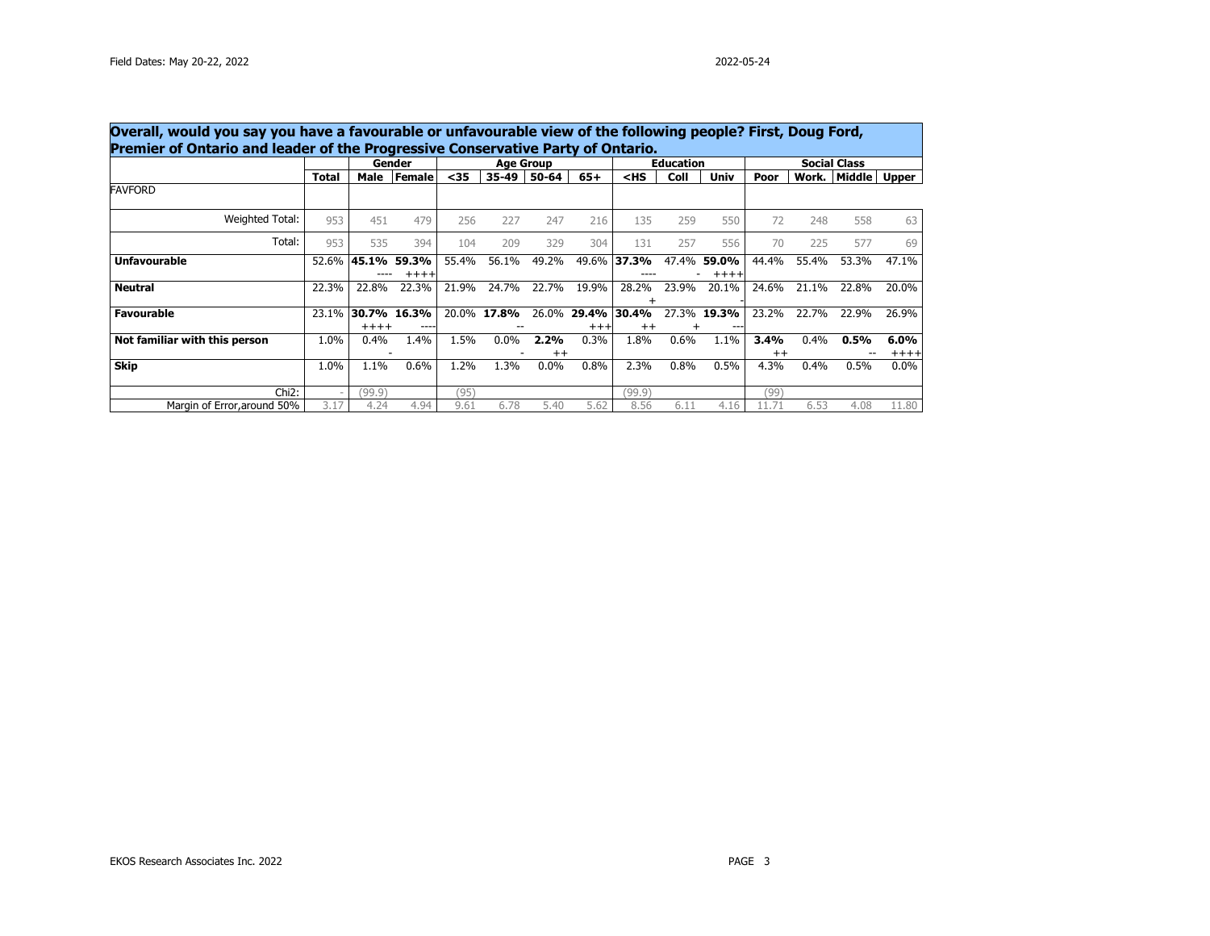Field Dates: May 20-22, 2022

2022-05-24

**Overall, would you say you have a favourable or unfavourable view of the following people? First, Doug Ford, Premier of Ontario and leader of the Progressive Conservative Party of Ontario.**

| | | Gender | | Age Group | | | | Education | | | Social Class | | | |
|---|---|---|---|---|---|---|---|---|---|---|---|---|---|---|
| | **Total** | **Male** | **Female** | **<35** | **35-49** | **50-64** | **65+** | **<HS** | **Coll** | **Univ** | **Poor** | **Work.** | **Middle** | **Upper** |
| FAVFORD | | | | | | | | | | | | | | |
| Weighted Total: | 953 | 451 | 479 | 256 | 227 | 247 | 216 | 135 | 259 | 550 | 72 | 248 | 558 | 63 |
| Total: | 953 | 535 | 394 | 104 | 209 | 329 | 304 | 131 | 257 | 556 | 70 | 225 | 577 | 69 |
| **Unfavourable** | 52.6% | **45.1%** ---- | **59.3%** ++++ | 55.4% | 56.1% | 49.2% | 49.6% | **37.3%** ---- | 47.4% - | **59.0%** ++++ | 44.4% | 55.4% | 53.3% | 47.1% |
| **Neutral** | 22.3% | 22.8% | 22.3% | 21.9% | 24.7% | 22.7% | 19.9% | 28.2% + | 23.9% | 20.1% - | 24.6% | 21.1% | 22.8% | 20.0% |
| **Favourable** | 23.1% | **30.7%** ++++ | **16.3%** ---- | 20.0% | **17.8%** -- | 26.0% | **29.4%** +++ | **30.4%** ++ | 27.3% + | **19.3%** --- | 23.2% | 22.7% | 22.9% | 26.9% |
| **Not familiar with this person** | 1.0% | 0.4% - | 1.4% | 1.5% | 0.0% - | **2.2%** ++ | 0.3% | 1.8% | 0.6% | 1.1% | **3.4%** ++ | 0.4% | **0.5%** -- | **6.0%** ++++ |
| **Skip** | 1.0% | 1.1% | 0.6% | 1.2% | 1.3% | 0.0% | 0.8% | 2.3% | 0.8% | 0.5% | 4.3% | 0.4% | 0.5% | 0.0% |
| Chi2: | - | (99.9) | | (95) | | | | (99.9) | | | (99) | | | |
| Margin of Error,around 50% | 3.17 | 4.24 | 4.94 | 9.61 | 6.78 | 5.40 | 5.62 | 8.56 | 6.11 | 4.16 | 11.71 | 6.53 | 4.08 | 11.80 |

EKOS Research Associates Inc. 2022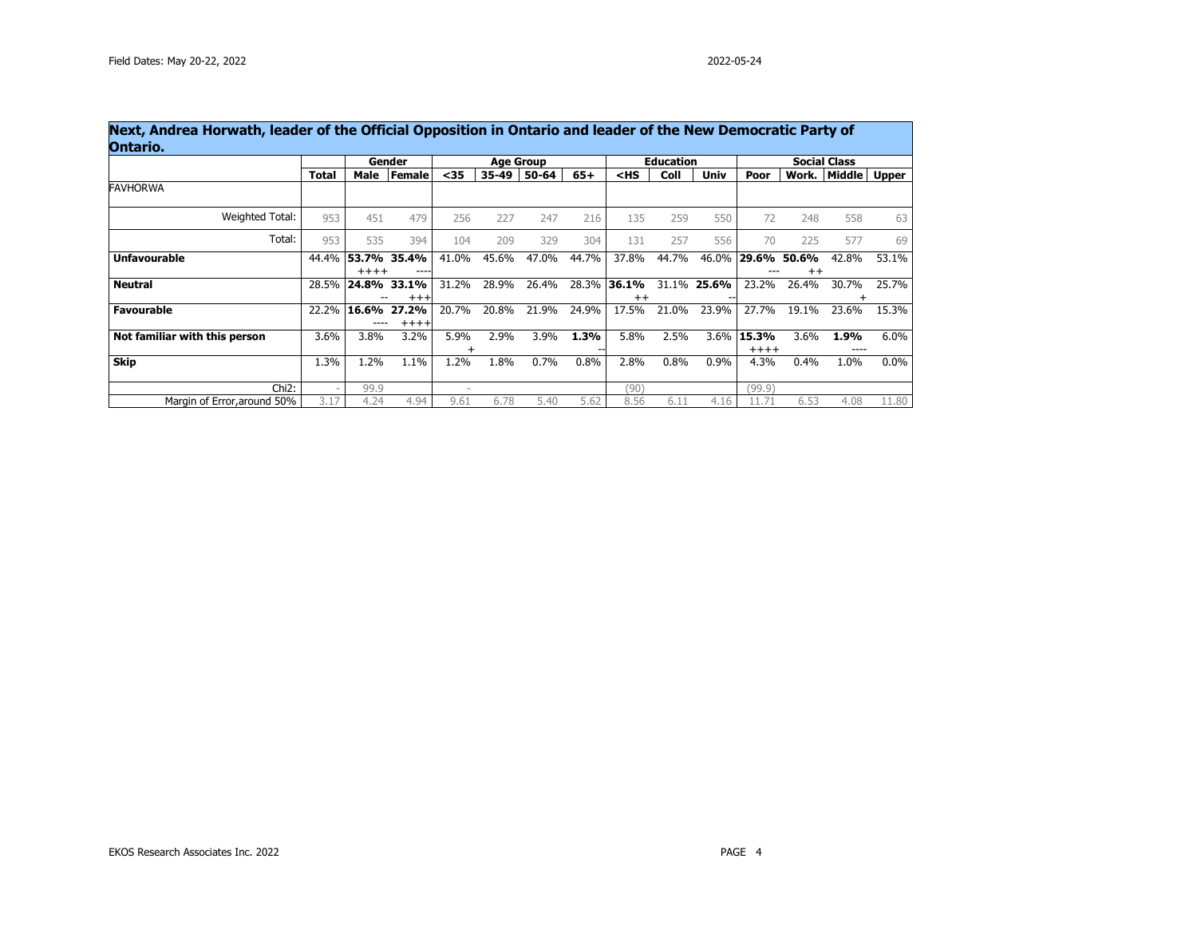Field Dates: May 20-22, 2022

2022-05-24

## Next, Andrea Horwath, leader of the Official Opposition in Ontario and leader of the New Democratic Party of Ontario.

| | | Gender | | Age Group | | | | Education | | | Social Class | | | |
|---|---|---|---|---|---|---|---|---|---|---|---|---|---|---|
| | **Total** | **Male** | **Female** | **<35** | **35-49** | **50-64** | **65+** | **<HS** | **Coll** | **Univ** | **Poor** | **Work.** | **Middle** | **Upper** |
| FAVHORWA | | | | | | | | | | | | | | |
| Weighted Total: | 953 | 451 | 479 | 256 | 227 | 247 | 216 | 135 | 259 | 550 | 72 | 248 | 558 | 63 |
| Total: | 953 | 535 | 394 | 104 | 209 | 329 | 304 | 131 | 257 | 556 | 70 | 225 | 577 | 69 |
| **Unfavourable** | 44.4% | **53.7%** ++++ | **35.4%** ---- | 41.0% | 45.6% | 47.0% | 44.7% | 37.8% | 44.7% | 46.0% | **29.6%** --- | **50.6%** ++ | 42.8% | 53.1% |
| **Neutral** | 28.5% | **24.8%** -- | **33.1%** +++ | 31.2% | 28.9% | 26.4% | 28.3% | **36.1%** ++ | 31.1% | **25.6%** -- | 23.2% | 26.4% | 30.7% + | 25.7% |
| **Favourable** | 22.2% | **16.6%** ---- | **27.2%** ++++ | 20.7% | 20.8% | 21.9% | 24.9% | 17.5% | 21.0% | 23.9% | 27.7% | 19.1% | 23.6% | 15.3% |
| **Not familiar with this person** | 3.6% | 3.8% | 3.2% | 5.9% + | 2.9% | 3.9% | **1.3%** -- | 5.8% | 2.5% | 3.6% | **15.3%** ++++ | 3.6% | **1.9%** ---- | 6.0% |
| **Skip** | 1.3% | 1.2% | 1.1% | 1.2% | 1.8% | 0.7% | 0.8% | 2.8% | 0.8% | 0.9% | 4.3% | 0.4% | 1.0% | 0.0% |
| Chi2: | - | 99.9 | | - | | | | (90) | | | (99.9) | | | |
| Margin of Error,around 50% | 3.17 | 4.24 | 4.94 | 9.61 | 6.78 | 5.40 | 5.62 | 8.56 | 6.11 | 4.16 | 11.71 | 6.53 | 4.08 | 11.80 |

EKOS Research Associates Inc. 2022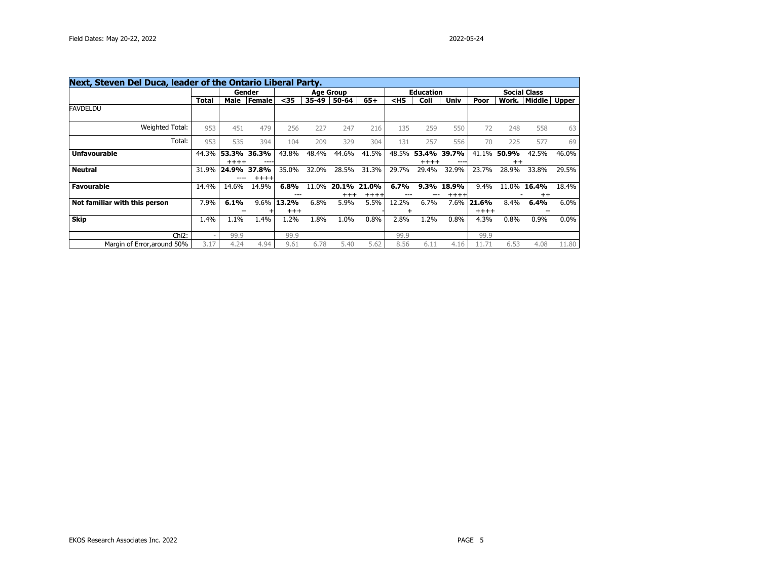| Next, Steven Del Duca, leader of the Ontario Liberal Party. | | Gender | | Age Group | | | | Education | | | Social Class | | | |
|---|---|---|---|---|---|---|---|---|---|---|---|---|---|---|
| | **Total** | **Male** | **Female** | **<35** | **35-49** | **50-64** | **65+** | **<HS** | **Coll** | **Univ** | **Poor** | **Work.** | **Middle** | **Upper** |
| FAVDELDU | | | | | | | | | | | | | | |
| Weighted Total: | 953 | 451 | 479 | 256 | 227 | 247 | 216 | 135 | 259 | 550 | 72 | 248 | 558 | 63 |
| Total: | 953 | 535 | 394 | 104 | 209 | 329 | 304 | 131 | 257 | 556 | 70 | 225 | 577 | 69 |
| **Unfavourable** | 44.3% | **53.3%** ++++ | **36.3%** ---- | 43.8% | 48.4% | 44.6% | 41.5% | 48.5% | **53.4%** ++++ | **39.7%** ---- | 41.1% | **50.9%** ++ | 42.5% | 46.0% |
| **Neutral** | 31.9% | **24.9%** ---- | **37.8%** ++++ | 35.0% | 32.0% | 28.5% | 31.3% | 29.7% | 29.4% | 32.9% | 23.7% | 28.9% | 33.8% | 29.5% |
| **Favourable** | 14.4% | 14.6% | 14.9% | **6.8%** --- | 11.0% | **20.1%** +++ | **21.0%** ++++ | **6.7%** --- | **9.3%** --- | **18.9%** ++++ | 9.4% | 11.0% - | **16.4%** ++ | 18.4% |
| **Not familiar with this person** | 7.9% | **6.1%** -- | 9.6% + | **13.2%** +++ | 6.8% | 5.9% | 5.5% - | 12.2% + | 6.7% | 7.6% | **21.6%** ++++ | 8.4% | **6.4%** -- | 6.0% |
| **Skip** | 1.4% | 1.1% | 1.4% | 1.2% | 1.8% | 1.0% | 0.8% | 2.8% | 1.2% | 0.8% | 4.3% | 0.8% | 0.9% | 0.0% |
| Chi2: | - | 99.9 | | 99.9 | | | | 99.9 | | | 99.9 | | | |
| Margin of Error,around 50% | 3.17 | 4.24 | 4.94 | 9.61 | 6.78 | 5.40 | 5.62 | 8.56 | 6.11 | 4.16 | 11.71 | 6.53 | 4.08 | 11.80 |